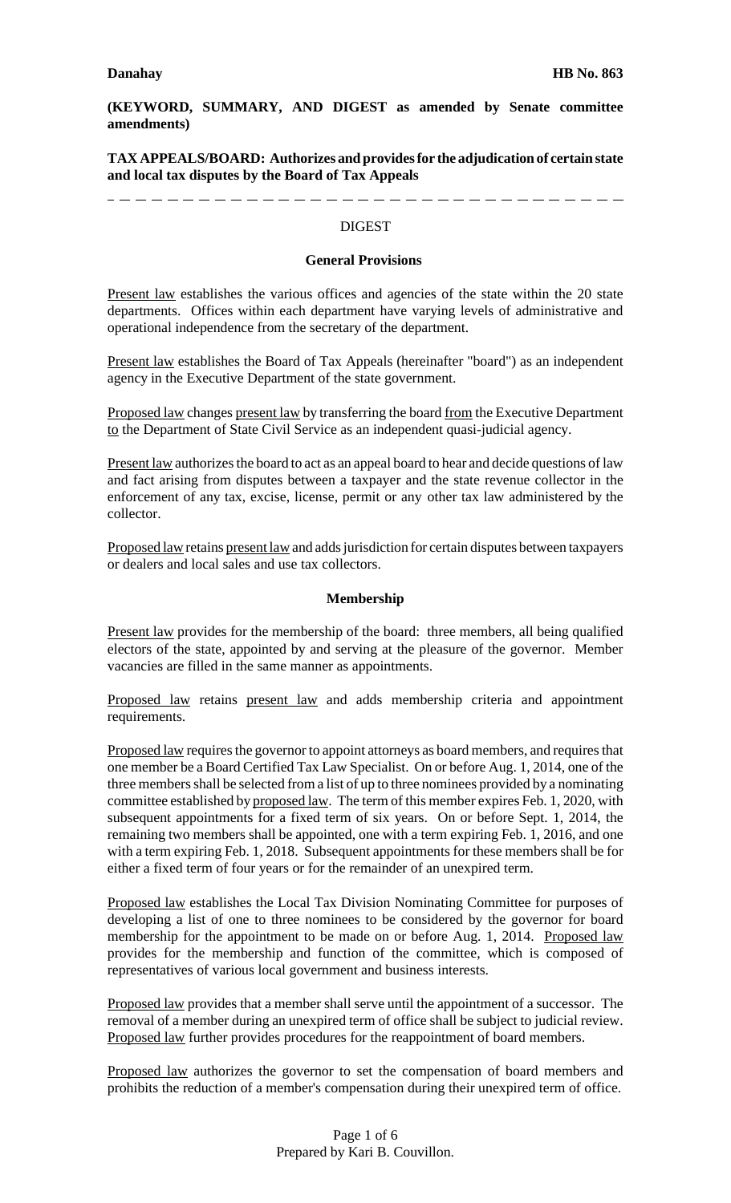**Danahay** **HB No. 863**

**(KEYWORD, SUMMARY, AND DIGEST as amended by Senate committee amendments)**

**TAX APPEALS/BOARD: Authorizes and provides for the adjudication of certain state and local tax disputes by the Board of Tax Appeals**

---

## DIGEST

### General Provisions

Present law establishes the various offices and agencies of the state within the 20 state departments. Offices within each department have varying levels of administrative and operational independence from the secretary of the department.

Present law establishes the Board of Tax Appeals (hereinafter "board") as an independent agency in the Executive Department of the state government.

Proposed law changes present law by transferring the board from the Executive Department to the Department of State Civil Service as an independent quasi-judicial agency.

Present law authorizes the board to act as an appeal board to hear and decide questions of law and fact arising from disputes between a taxpayer and the state revenue collector in the enforcement of any tax, excise, license, permit or any other tax law administered by the collector.

Proposed law retains present law and adds jurisdiction for certain disputes between taxpayers or dealers and local sales and use tax collectors.

### Membership

Present law provides for the membership of the board: three members, all being qualified electors of the state, appointed by and serving at the pleasure of the governor. Member vacancies are filled in the same manner as appointments.

Proposed law retains present law and adds membership criteria and appointment requirements.

Proposed law requires the governor to appoint attorneys as board members, and requires that one member be a Board Certified Tax Law Specialist. On or before Aug. 1, 2014, one of the three members shall be selected from a list of up to three nominees provided by a nominating committee established by proposed law. The term of this member expires Feb. 1, 2020, with subsequent appointments for a fixed term of six years. On or before Sept. 1, 2014, the remaining two members shall be appointed, one with a term expiring Feb. 1, 2016, and one with a term expiring Feb. 1, 2018. Subsequent appointments for these members shall be for either a fixed term of four years or for the remainder of an unexpired term.

Proposed law establishes the Local Tax Division Nominating Committee for purposes of developing a list of one to three nominees to be considered by the governor for board membership for the appointment to be made on or before Aug. 1, 2014. Proposed law provides for the membership and function of the committee, which is composed of representatives of various local government and business interests.

Proposed law provides that a member shall serve until the appointment of a successor. The removal of a member during an unexpired term of office shall be subject to judicial review. Proposed law further provides procedures for the reappointment of board members.

Proposed law authorizes the governor to set the compensation of board members and prohibits the reduction of a member's compensation during their unexpired term of office.

Prepared by Kari B. Couvillon.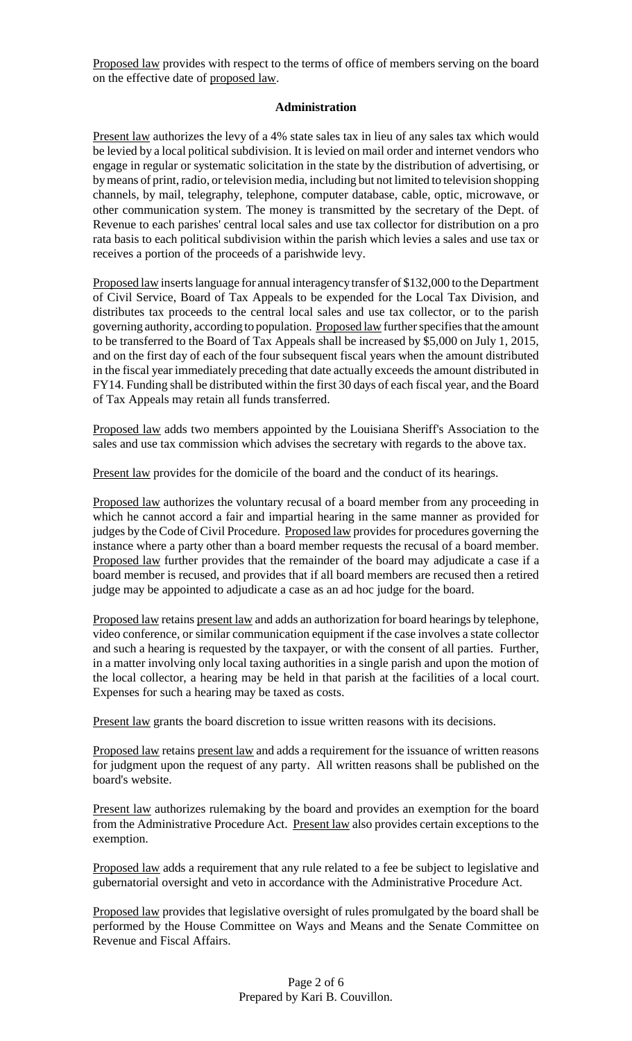Proposed law provides with respect to the terms of office of members serving on the board on the effective date of proposed law.

**Administration**

Present law authorizes the levy of a 4% state sales tax in lieu of any sales tax which would be levied by a local political subdivision. It is levied on mail order and internet vendors who engage in regular or systematic solicitation in the state by the distribution of advertising, or by means of print, radio, or television media, including but not limited to television shopping channels, by mail, telegraphy, telephone, computer database, cable, optic, microwave, or other communication system. The money is transmitted by the secretary of the Dept. of Revenue to each parishes' central local sales and use tax collector for distribution on a pro rata basis to each political subdivision within the parish which levies a sales and use tax or receives a portion of the proceeds of a parishwide levy.

Proposed law inserts language for annual interagency transfer of $132,000 to the Department of Civil Service, Board of Tax Appeals to be expended for the Local Tax Division, and distributes tax proceeds to the central local sales and use tax collector, or to the parish governing authority, according to population. Proposed law further specifies that the amount to be transferred to the Board of Tax Appeals shall be increased by $5,000 on July 1, 2015, and on the first day of each of the four subsequent fiscal years when the amount distributed in the fiscal year immediately preceding that date actually exceeds the amount distributed in FY14. Funding shall be distributed within the first 30 days of each fiscal year, and the Board of Tax Appeals may retain all funds transferred.

Proposed law adds two members appointed by the Louisiana Sheriff's Association to the sales and use tax commission which advises the secretary with regards to the above tax.

Present law provides for the domicile of the board and the conduct of its hearings.

Proposed law authorizes the voluntary recusal of a board member from any proceeding in which he cannot accord a fair and impartial hearing in the same manner as provided for judges by the Code of Civil Procedure. Proposed law provides for procedures governing the instance where a party other than a board member requests the recusal of a board member. Proposed law further provides that the remainder of the board may adjudicate a case if a board member is recused, and provides that if all board members are recused then a retired judge may be appointed to adjudicate a case as an ad hoc judge for the board.

Proposed law retains present law and adds an authorization for board hearings by telephone, video conference, or similar communication equipment if the case involves a state collector and such a hearing is requested by the taxpayer, or with the consent of all parties. Further, in a matter involving only local taxing authorities in a single parish and upon the motion of the local collector, a hearing may be held in that parish at the facilities of a local court. Expenses for such a hearing may be taxed as costs.

Present law grants the board discretion to issue written reasons with its decisions.

Proposed law retains present law and adds a requirement for the issuance of written reasons for judgment upon the request of any party. All written reasons shall be published on the board's website.

Present law authorizes rulemaking by the board and provides an exemption for the board from the Administrative Procedure Act. Present law also provides certain exceptions to the exemption.

Proposed law adds a requirement that any rule related to a fee be subject to legislative and gubernatorial oversight and veto in accordance with the Administrative Procedure Act.

Proposed law provides that legislative oversight of rules promulgated by the board shall be performed by the House Committee on Ways and Means and the Senate Committee on Revenue and Fiscal Affairs.

Prepared by Kari B. Couvillon.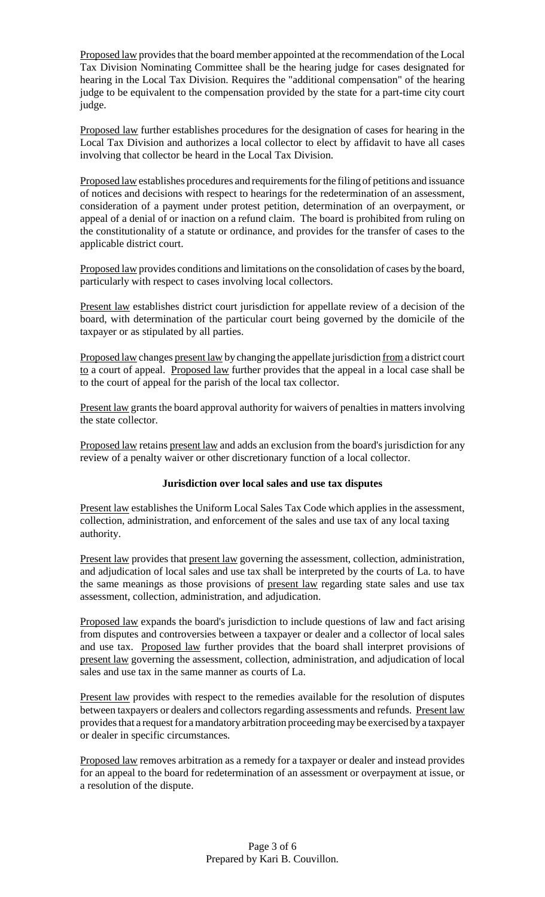Proposed law provides that the board member appointed at the recommendation of the Local Tax Division Nominating Committee shall be the hearing judge for cases designated for hearing in the Local Tax Division. Requires the "additional compensation" of the hearing judge to be equivalent to the compensation provided by the state for a part-time city court judge.

Proposed law further establishes procedures for the designation of cases for hearing in the Local Tax Division and authorizes a local collector to elect by affidavit to have all cases involving that collector be heard in the Local Tax Division.

Proposed law establishes procedures and requirements for the filing of petitions and issuance of notices and decisions with respect to hearings for the redetermination of an assessment, consideration of a payment under protest petition, determination of an overpayment, or appeal of a denial of or inaction on a refund claim. The board is prohibited from ruling on the constitutionality of a statute or ordinance, and provides for the transfer of cases to the applicable district court.

Proposed law provides conditions and limitations on the consolidation of cases by the board, particularly with respect to cases involving local collectors.

Present law establishes district court jurisdiction for appellate review of a decision of the board, with determination of the particular court being governed by the domicile of the taxpayer or as stipulated by all parties.

Proposed law changes present law by changing the appellate jurisdiction from a district court to a court of appeal. Proposed law further provides that the appeal in a local case shall be to the court of appeal for the parish of the local tax collector.

Present law grants the board approval authority for waivers of penalties in matters involving the state collector.

Proposed law retains present law and adds an exclusion from the board's jurisdiction for any review of a penalty waiver or other discretionary function of a local collector.

### Jurisdiction over local sales and use tax disputes

Present law establishes the Uniform Local Sales Tax Code which applies in the assessment, collection, administration, and enforcement of the sales and use tax of any local taxing authority.

Present law provides that present law governing the assessment, collection, administration, and adjudication of local sales and use tax shall be interpreted by the courts of La. to have the same meanings as those provisions of present law regarding state sales and use tax assessment, collection, administration, and adjudication.

Proposed law expands the board's jurisdiction to include questions of law and fact arising from disputes and controversies between a taxpayer or dealer and a collector of local sales and use tax. Proposed law further provides that the board shall interpret provisions of present law governing the assessment, collection, administration, and adjudication of local sales and use tax in the same manner as courts of La.

Present law provides with respect to the remedies available for the resolution of disputes between taxpayers or dealers and collectors regarding assessments and refunds. Present law provides that a request for a mandatory arbitration proceeding may be exercised by a taxpayer or dealer in specific circumstances.

Proposed law removes arbitration as a remedy for a taxpayer or dealer and instead provides for an appeal to the board for redetermination of an assessment or overpayment at issue, or a resolution of the dispute.

Prepared by Kari B. Couvillon.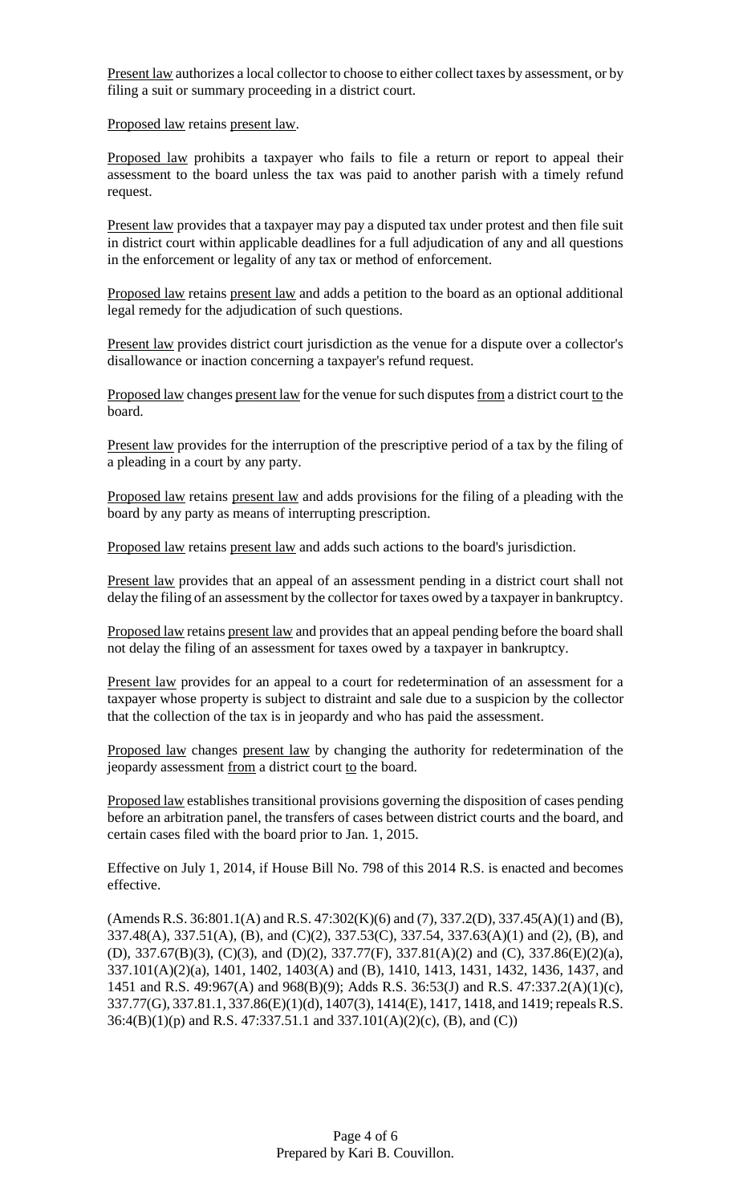Present law authorizes a local collector to choose to either collect taxes by assessment, or by filing a suit or summary proceeding in a district court.

Proposed law retains present law.

Proposed law prohibits a taxpayer who fails to file a return or report to appeal their assessment to the board unless the tax was paid to another parish with a timely refund request.

Present law provides that a taxpayer may pay a disputed tax under protest and then file suit in district court within applicable deadlines for a full adjudication of any and all questions in the enforcement or legality of any tax or method of enforcement.

Proposed law retains present law and adds a petition to the board as an optional additional legal remedy for the adjudication of such questions.

Present law provides district court jurisdiction as the venue for a dispute over a collector's disallowance or inaction concerning a taxpayer's refund request.

Proposed law changes present law for the venue for such disputes from a district court to the board.

Present law provides for the interruption of the prescriptive period of a tax by the filing of a pleading in a court by any party.

Proposed law retains present law and adds provisions for the filing of a pleading with the board by any party as means of interrupting prescription.

Proposed law retains present law and adds such actions to the board's jurisdiction.

Present law provides that an appeal of an assessment pending in a district court shall not delay the filing of an assessment by the collector for taxes owed by a taxpayer in bankruptcy.

Proposed law retains present law and provides that an appeal pending before the board shall not delay the filing of an assessment for taxes owed by a taxpayer in bankruptcy.

Present law provides for an appeal to a court for redetermination of an assessment for a taxpayer whose property is subject to distraint and sale due to a suspicion by the collector that the collection of the tax is in jeopardy and who has paid the assessment.

Proposed law changes present law by changing the authority for redetermination of the jeopardy assessment from a district court to the board.

Proposed law establishes transitional provisions governing the disposition of cases pending before an arbitration panel, the transfers of cases between district courts and the board, and certain cases filed with the board prior to Jan. 1, 2015.

Effective on July 1, 2014, if House Bill No. 798 of this 2014 R.S. is enacted and becomes effective.

(Amends R.S. 36:801.1(A) and R.S. 47:302(K)(6) and (7), 337.2(D), 337.45(A)(1) and (B), 337.48(A), 337.51(A), (B), and (C)(2), 337.53(C), 337.54, 337.63(A)(1) and (2), (B), and (D), 337.67(B)(3), (C)(3), and (D)(2), 337.77(F), 337.81(A)(2) and (C), 337.86(E)(2)(a), 337.101(A)(2)(a), 1401, 1402, 1403(A) and (B), 1410, 1413, 1431, 1432, 1436, 1437, and 1451 and R.S. 49:967(A) and 968(B)(9); Adds R.S. 36:53(J) and R.S. 47:337.2(A)(1)(c), 337.77(G), 337.81.1, 337.86(E)(1)(d), 1407(3), 1414(E), 1417, 1418, and 1419; repeals R.S. 36:4(B)(1)(p) and R.S. 47:337.51.1 and 337.101(A)(2)(c), (B), and (C))

Prepared by Kari B. Couvillon.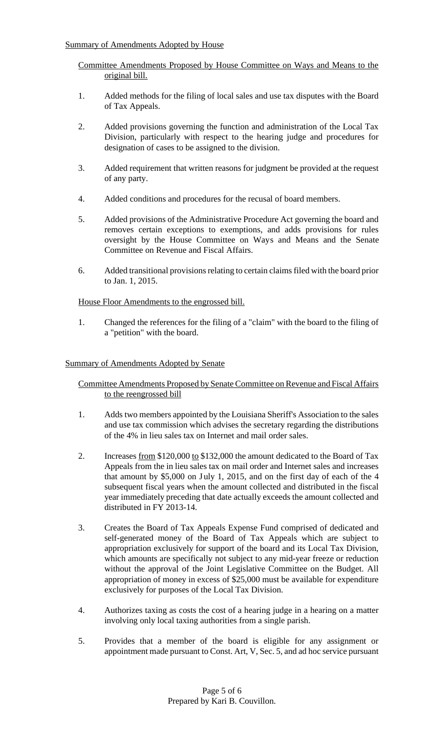Summary of Amendments Adopted by House

Committee Amendments Proposed by House Committee on Ways and Means to the original bill.

1. Added methods for the filing of local sales and use tax disputes with the Board of Tax Appeals.

2. Added provisions governing the function and administration of the Local Tax Division, particularly with respect to the hearing judge and procedures for designation of cases to be assigned to the division.

3. Added requirement that written reasons for judgment be provided at the request of any party.

4. Added conditions and procedures for the recusal of board members.

5. Added provisions of the Administrative Procedure Act governing the board and removes certain exceptions to exemptions, and adds provisions for rules oversight by the House Committee on Ways and Means and the Senate Committee on Revenue and Fiscal Affairs.

6. Added transitional provisions relating to certain claims filed with the board prior to Jan. 1, 2015.

House Floor Amendments to the engrossed bill.

1. Changed the references for the filing of a "claim" with the board to the filing of a "petition" with the board.

Summary of Amendments Adopted by Senate

Committee Amendments Proposed by Senate Committee on Revenue and Fiscal Affairs to the reengrossed bill

1. Adds two members appointed by the Louisiana Sheriff's Association to the sales and use tax commission which advises the secretary regarding the distributions of the 4% in lieu sales tax on Internet and mail order sales.

2. Increases from \$120,000 to \$132,000 the amount dedicated to the Board of Tax Appeals from the in lieu sales tax on mail order and Internet sales and increases that amount by \$5,000 on July 1, 2015, and on the first day of each of the 4 subsequent fiscal years when the amount collected and distributed in the fiscal year immediately preceding that date actually exceeds the amount collected and distributed in FY 2013-14.

3. Creates the Board of Tax Appeals Expense Fund comprised of dedicated and self-generated money of the Board of Tax Appeals which are subject to appropriation exclusively for support of the board and its Local Tax Division, which amounts are specifically not subject to any mid-year freeze or reduction without the approval of the Joint Legislative Committee on the Budget. All appropriation of money in excess of \$25,000 must be available for expenditure exclusively for purposes of the Local Tax Division.

4. Authorizes taxing as costs the cost of a hearing judge in a hearing on a matter involving only local taxing authorities from a single parish.

5. Provides that a member of the board is eligible for any assignment or appointment made pursuant to Const. Art, V, Sec. 5, and ad hoc service pursuant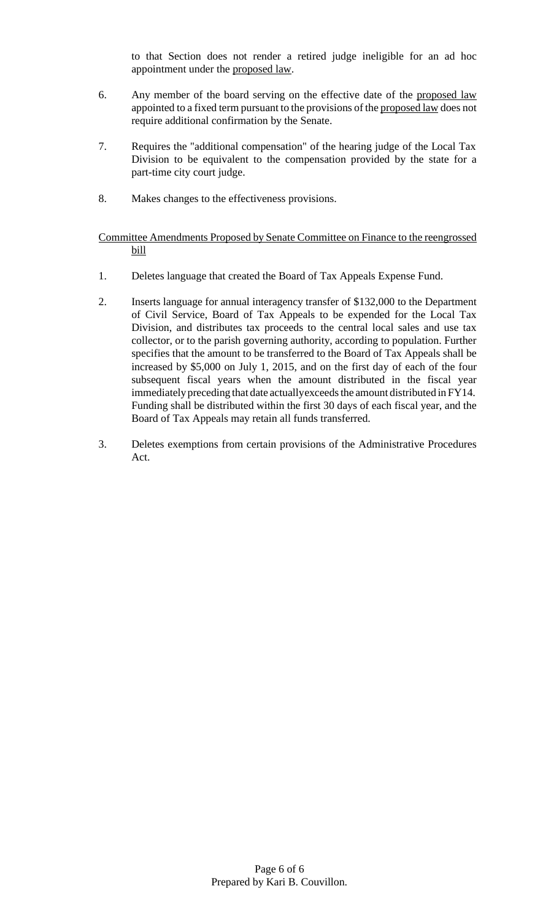to that Section does not render a retired judge ineligible for an ad hoc appointment under the proposed law.

6. Any member of the board serving on the effective date of the proposed law appointed to a fixed term pursuant to the provisions of the proposed law does not require additional confirmation by the Senate.

7. Requires the "additional compensation" of the hearing judge of the Local Tax Division to be equivalent to the compensation provided by the state for a part-time city court judge.

8. Makes changes to the effectiveness provisions.

Committee Amendments Proposed by Senate Committee on Finance to the reengrossed bill

1. Deletes language that created the Board of Tax Appeals Expense Fund.

2. Inserts language for annual interagency transfer of $132,000 to the Department of Civil Service, Board of Tax Appeals to be expended for the Local Tax Division, and distributes tax proceeds to the central local sales and use tax collector, or to the parish governing authority, according to population. Further specifies that the amount to be transferred to the Board of Tax Appeals shall be increased by $5,000 on July 1, 2015, and on the first day of each of the four subsequent fiscal years when the amount distributed in the fiscal year immediately preceding that date actually exceeds the amount distributed in FY14. Funding shall be distributed within the first 30 days of each fiscal year, and the Board of Tax Appeals may retain all funds transferred.

3. Deletes exemptions from certain provisions of the Administrative Procedures Act.

Prepared by Kari B. Couvillon.